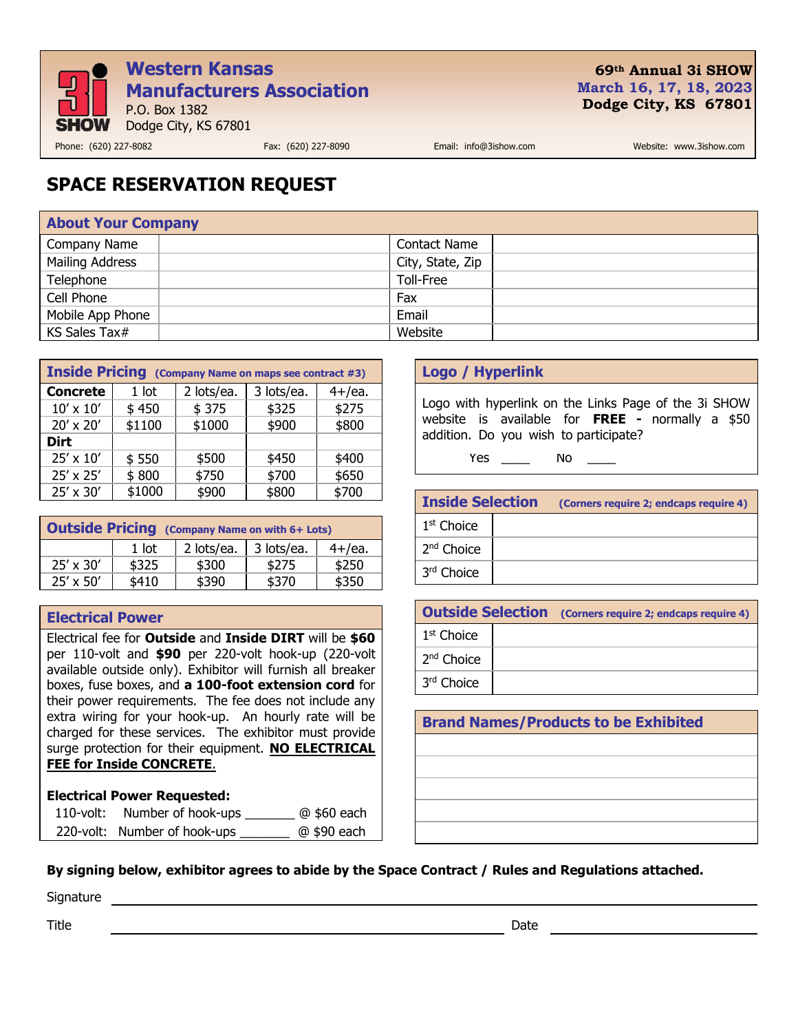# Western Kansas Manufacturers Association

P.O. Box 1382
Dodge City, KS 67801

**69th Annual 3i SHOW**
**March 16, 17, 18, 2023**
**Dodge City, KS 67801**

Phone: (620) 227-8082 Fax: (620) 227-8090 Email: info@3ishow.com Website: www.3ishow.com

# SPACE RESERVATION REQUEST

## About Your Company

| | | | |
|---|---|---|---|
| Company Name | | Contact Name | |
| Mailing Address | | City, State, Zip | |
| Telephone | | Toll-Free | |
| Cell Phone | | Fax | |
| Mobile App Phone | | Email | |
| KS Sales Tax# | | Website | |

## Inside Pricing (Company Name on maps see contract #3)

| **Concrete** | 1 lot | 2 lots/ea. | 3 lots/ea. | 4+/ea. |
|---|---|---|---|---|
| 10' x 10' | $ 450 | $ 375 | $325 | $275 |
| 20' x 20' | $1100 | $1000 | $900 | $800 |
| **Dirt** | | | | |
| 25' x 10' | $ 550 | $500 | $450 | $400 |
| 25' x 25' | $ 800 | $750 | $700 | $650 |
| 25' x 30' | $1000 | $900 | $800 | $700 |

## Outside Pricing (Company Name on with 6+ Lots)

| | 1 lot | 2 lots/ea. | 3 lots/ea. | 4+/ea. |
|---|---|---|---|---|
| 25' x 30' | $325 | $300 | $275 | $250 |
| 25' x 50' | $410 | $390 | $370 | $350 |

## Electrical Power

Electrical fee for **Outside** and **Inside DIRT** will be **$60** per 110-volt and **$90** per 220-volt hook-up (220-volt available outside only). Exhibitor will furnish all breaker boxes, fuse boxes, and **a 100-foot extension cord** for their power requirements. The fee does not include any extra wiring for your hook-up. An hourly rate will be charged for these services. The exhibitor must provide surge protection for their equipment. **NO ELECTRICAL FEE for Inside CONCRETE**.

**Electrical Power Requested:**

110-volt: Number of hook-ups _______ @ $60 each

220-volt: Number of hook-ups _______ @ $90 each

## Logo / Hyperlink

Logo with hyperlink on the Links Page of the 3i SHOW website is available for **FREE -** normally a $50 addition. Do you wish to participate?

Yes ____ No ____

## Inside Selection (Corners require 2; endcaps require 4)

| | |
|---|---|
| 1st Choice | |
| 2nd Choice | |
| 3rd Choice | |

## Outside Selection (Corners require 2; endcaps require 4)

| | |
|---|---|
| 1st Choice | |
| 2nd Choice | |
| 3rd Choice | |

## Brand Names/Products to be Exhibited

**By signing below, exhibitor agrees to abide by the Space Contract / Rules and Regulations attached.**

Signature ________________________________________

Title ____________________________ Date ____________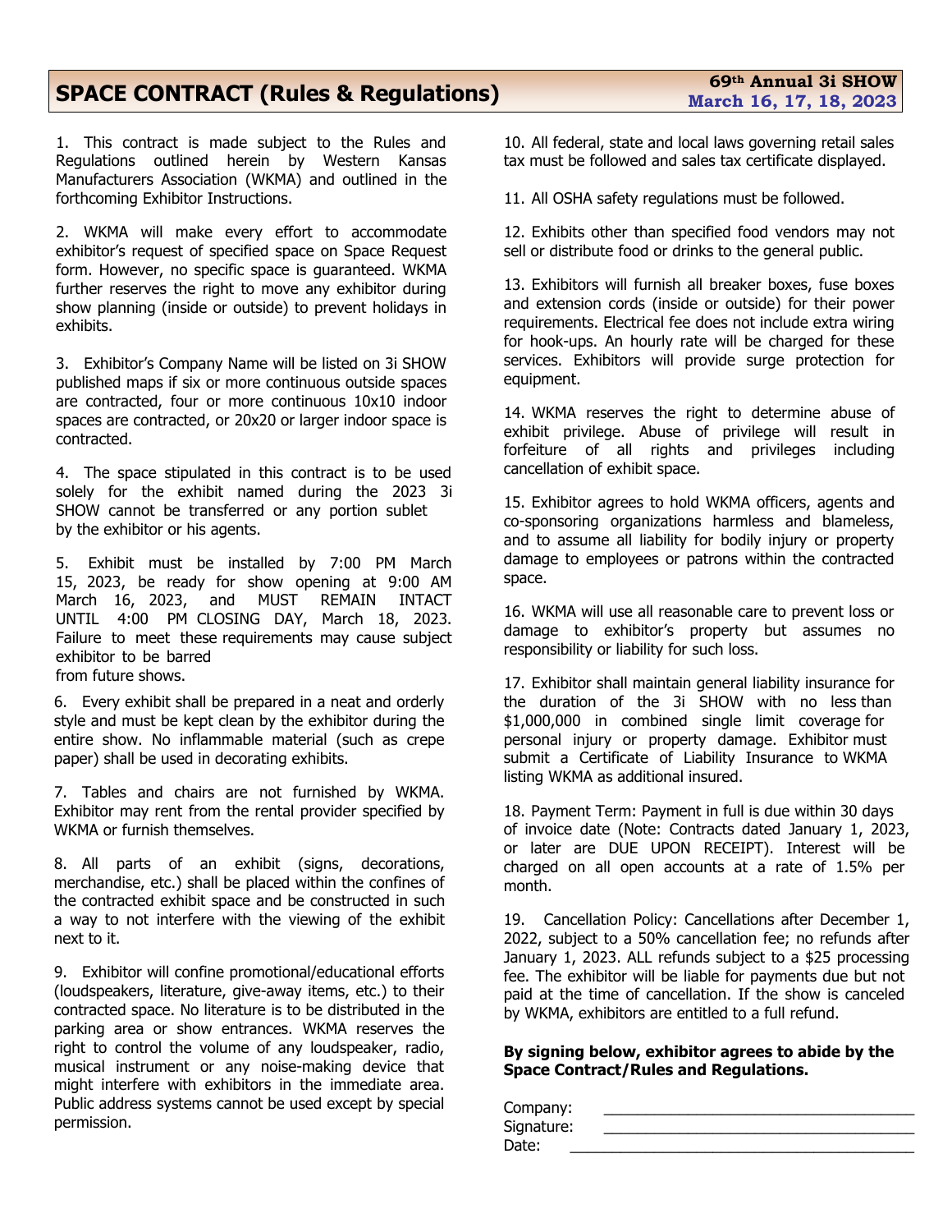# SPACE CONTRACT (Rules & Regulations)

**69th Annual 3i SHOW**
**March 16, 17, 18, 2023**

1. This contract is made subject to the Rules and Regulations outlined herein by Western Kansas Manufacturers Association (WKMA) and outlined in the forthcoming Exhibitor Instructions.

2. WKMA will make every effort to accommodate exhibitor's request of specified space on Space Request form. However, no specific space is guaranteed. WKMA further reserves the right to move any exhibitor during show planning (inside or outside) to prevent holidays in exhibits.

3. Exhibitor's Company Name will be listed on 3i SHOW published maps if six or more continuous outside spaces are contracted, four or more continuous 10x10 indoor spaces are contracted, or 20x20 or larger indoor space is contracted.

4. The space stipulated in this contract is to be used solely for the exhibit named during the 2023 3i SHOW cannot be transferred or any portion sublet by the exhibitor or his agents.

5. Exhibit must be installed by 7:00 PM March 15, 2023, be ready for show opening at 9:00 AM March 16, 2023, and MUST REMAIN INTACT UNTIL 4:00 PM CLOSING DAY, March 18, 2023. Failure to meet these requirements may cause subject exhibitor to be barred from future shows.

6. Every exhibit shall be prepared in a neat and orderly style and must be kept clean by the exhibitor during the entire show. No inflammable material (such as crepe paper) shall be used in decorating exhibits.

7. Tables and chairs are not furnished by WKMA. Exhibitor may rent from the rental provider specified by WKMA or furnish themselves.

8. All parts of an exhibit (signs, decorations, merchandise, etc.) shall be placed within the confines of the contracted exhibit space and be constructed in such a way to not interfere with the viewing of the exhibit next to it.

9. Exhibitor will confine promotional/educational efforts (loudspeakers, literature, give-away items, etc.) to their contracted space. No literature is to be distributed in the parking area or show entrances. WKMA reserves the right to control the volume of any loudspeaker, radio, musical instrument or any noise-making device that might interfere with exhibitors in the immediate area. Public address systems cannot be used except by special permission.

10. All federal, state and local laws governing retail sales tax must be followed and sales tax certificate displayed.

11. All OSHA safety regulations must be followed.

12. Exhibits other than specified food vendors may not sell or distribute food or drinks to the general public.

13. Exhibitors will furnish all breaker boxes, fuse boxes and extension cords (inside or outside) for their power requirements. Electrical fee does not include extra wiring for hook-ups. An hourly rate will be charged for these services. Exhibitors will provide surge protection for equipment.

14. WKMA reserves the right to determine abuse of exhibit privilege. Abuse of privilege will result in forfeiture of all rights and privileges including cancellation of exhibit space.

15. Exhibitor agrees to hold WKMA officers, agents and co-sponsoring organizations harmless and blameless, and to assume all liability for bodily injury or property damage to employees or patrons within the contracted space.

16. WKMA will use all reasonable care to prevent loss or damage to exhibitor's property but assumes no responsibility or liability for such loss.

17. Exhibitor shall maintain general liability insurance for the duration of the 3i SHOW with no less than $1,000,000 in combined single limit coverage for personal injury or property damage. Exhibitor must submit a Certificate of Liability Insurance to WKMA listing WKMA as additional insured.

18. Payment Term: Payment in full is due within 30 days of invoice date (Note: Contracts dated January 1, 2023, or later are DUE UPON RECEIPT). Interest will be charged on all open accounts at a rate of 1.5% per month.

19. Cancellation Policy: Cancellations after December 1, 2022, subject to a 50% cancellation fee; no refunds after January 1, 2023. ALL refunds subject to a $25 processing fee. The exhibitor will be liable for payments due but not paid at the time of cancellation. If the show is canceled by WKMA, exhibitors are entitled to a full refund.

**By signing below, exhibitor agrees to abide by the Space Contract/Rules and Regulations.**

Company: ______________________________

Signature: ______________________________

Date: ______________________________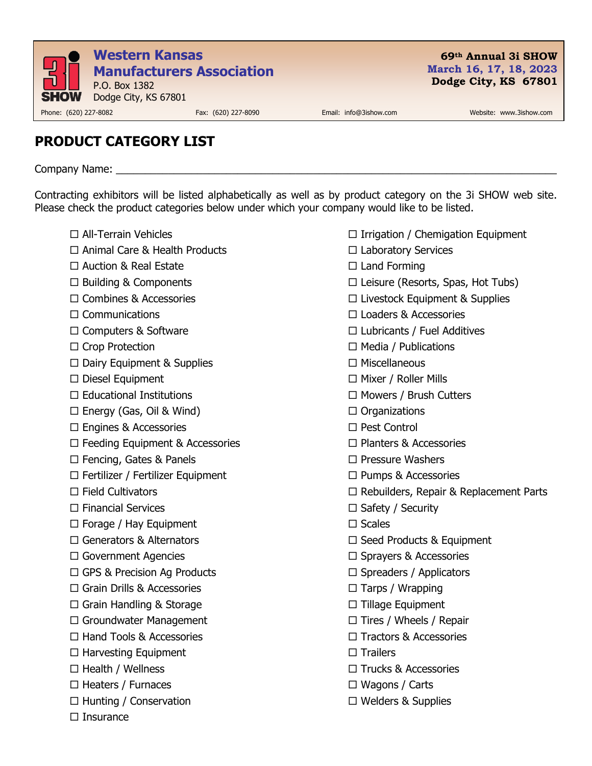**Western Kansas Manufacturers Association**
P.O. Box 1382
Dodge City, KS 67801

**69th Annual 3i SHOW**
**March 16, 17, 18, 2023**
**Dodge City, KS 67801**

Phone: (620) 227-8082 Fax: (620) 227-8090 Email: info@3ishow.com Website: www.3ishow.com

# PRODUCT CATEGORY LIST

Company Name: ______________________________________________

Contracting exhibitors will be listed alphabetically as well as by product category on the 3i SHOW web site. Please check the product categories below under which your company would like to be listed.

- ☐ All-Terrain Vehicles
- ☐ Animal Care & Health Products
- ☐ Auction & Real Estate
- ☐ Building & Components
- ☐ Combines & Accessories
- ☐ Communications
- ☐ Computers & Software
- ☐ Crop Protection
- ☐ Dairy Equipment & Supplies
- ☐ Diesel Equipment
- ☐ Educational Institutions
- ☐ Energy (Gas, Oil & Wind)
- ☐ Engines & Accessories
- ☐ Feeding Equipment & Accessories
- ☐ Fencing, Gates & Panels
- ☐ Fertilizer / Fertilizer Equipment
- ☐ Field Cultivators
- ☐ Financial Services
- ☐ Forage / Hay Equipment
- ☐ Generators & Alternators
- ☐ Government Agencies
- ☐ GPS & Precision Ag Products
- ☐ Grain Drills & Accessories
- ☐ Grain Handling & Storage
- ☐ Groundwater Management
- ☐ Hand Tools & Accessories
- ☐ Harvesting Equipment
- ☐ Health / Wellness
- ☐ Heaters / Furnaces
- ☐ Hunting / Conservation
- ☐ Insurance
- ☐ Irrigation / Chemigation Equipment
- ☐ Laboratory Services
- ☐ Land Forming
- ☐ Leisure (Resorts, Spas, Hot Tubs)
- ☐ Livestock Equipment & Supplies
- ☐ Loaders & Accessories
- ☐ Lubricants / Fuel Additives
- ☐ Media / Publications
- ☐ Miscellaneous
- ☐ Mixer / Roller Mills
- ☐ Mowers / Brush Cutters
- ☐ Organizations
- ☐ Pest Control
- ☐ Planters & Accessories
- ☐ Pressure Washers
- ☐ Pumps & Accessories
- ☐ Rebuilders, Repair & Replacement Parts
- ☐ Safety / Security
- ☐ Scales
- ☐ Seed Products & Equipment
- ☐ Sprayers & Accessories
- ☐ Spreaders / Applicators
- ☐ Tarps / Wrapping
- ☐ Tillage Equipment
- ☐ Tires / Wheels / Repair
- ☐ Tractors & Accessories
- ☐ Trailers
- ☐ Trucks & Accessories
- ☐ Wagons / Carts
- ☐ Welders & Supplies